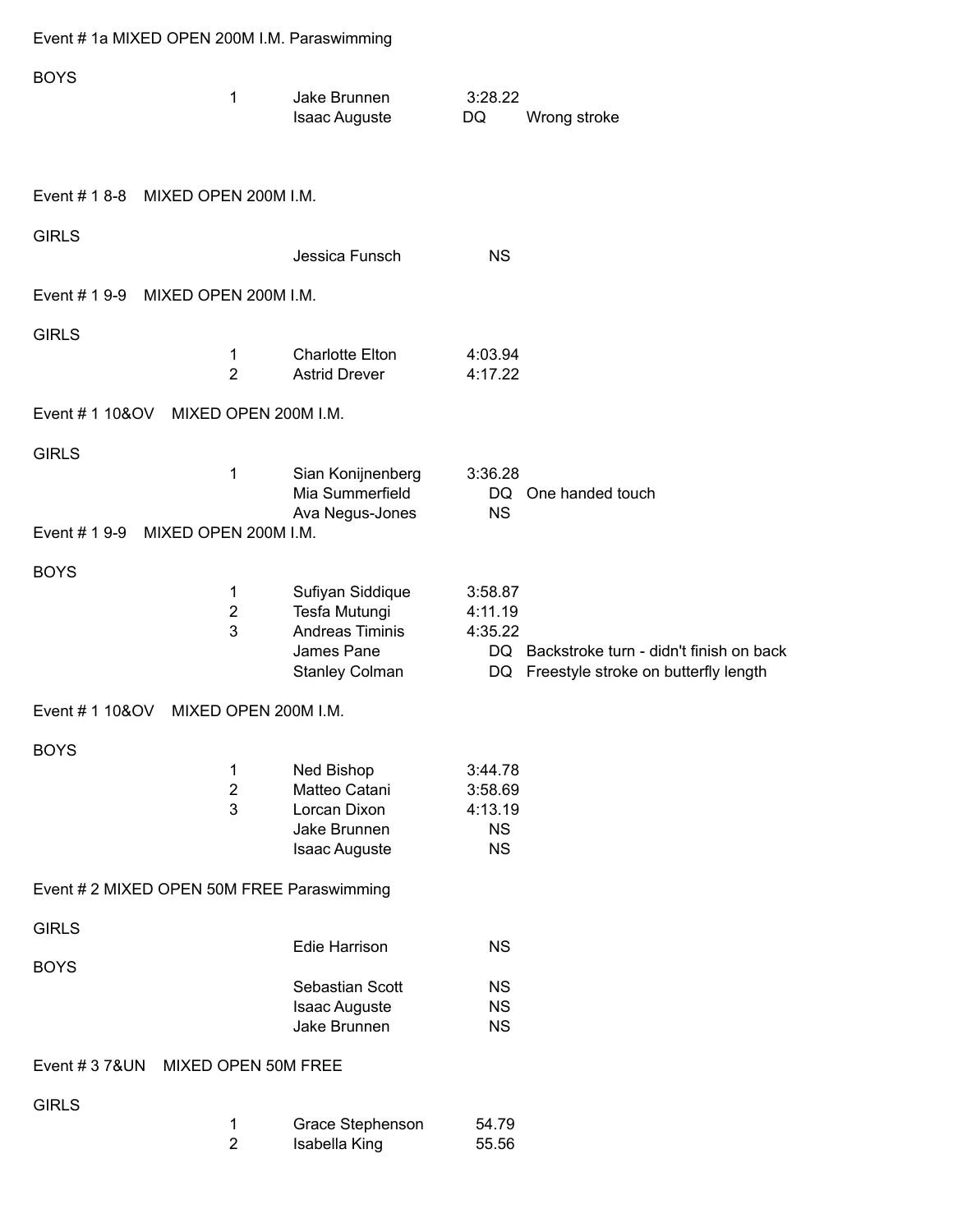## Event # 1a MIXED OPEN 200M I.M. Paraswimming

**BOYS**

| Place | Name | Time | Note |
|---|---|---|---|
| 1 | Jake Brunnen | 3:28.22 | |
| | Isaac Auguste | DQ | Wrong stroke |

## Event # 1 8-8 MIXED OPEN 200M I.M.

**GIRLS**

| Place | Name | Time | Note |
|---|---|---|---|
| | Jessica Funsch | NS | |

## Event # 1 9-9 MIXED OPEN 200M I.M.

**GIRLS**

| Place | Name | Time | Note |
|---|---|---|---|
| 1 | Charlotte Elton | 4:03.94 | |
| 2 | Astrid Drever | 4:17.22 | |

## Event # 1 10&OV MIXED OPEN 200M I.M.

**GIRLS**

| Place | Name | Time | Note |
|---|---|---|---|
| 1 | Sian Konijnenberg | 3:36.28 | |
| | Mia Summerfield | DQ | One handed touch |
| | Ava Negus-Jones | NS | |

## Event # 1 9-9 MIXED OPEN 200M I.M.

**BOYS**

| Place | Name | Time | Note |
|---|---|---|---|
| 1 | Sufiyan Siddique | 3:58.87 | |
| 2 | Tesfa Mutungi | 4:11.19 | |
| 3 | Andreas Timinis | 4:35.22 | |
| | James Pane | DQ | Backstroke turn - didn't finish on back |
| | Stanley Colman | DQ | Freestyle stroke on butterfly length |

## Event # 1 10&OV MIXED OPEN 200M I.M.

**BOYS**

| Place | Name | Time | Note |
|---|---|---|---|
| 1 | Ned Bishop | 3:44.78 | |
| 2 | Matteo Catani | 3:58.69 | |
| 3 | Lorcan Dixon | 4:13.19 | |
| | Jake Brunnen | NS | |
| | Isaac Auguste | NS | |

## Event # 2 MIXED OPEN 50M FREE Paraswimming

**GIRLS**

| Place | Name | Time | Note |
|---|---|---|---|
| | Edie Harrison | NS | |

**BOYS**

| Place | Name | Time | Note |
|---|---|---|---|
| | Sebastian Scott | NS | |
| | Isaac Auguste | NS | |
| | Jake Brunnen | NS | |

## Event # 3 7&UN MIXED OPEN 50M FREE

**GIRLS**

| Place | Name | Time | Note |
|---|---|---|---|
| 1 | Grace Stephenson | 54.79 | |
| 2 | Isabella King | 55.56 | |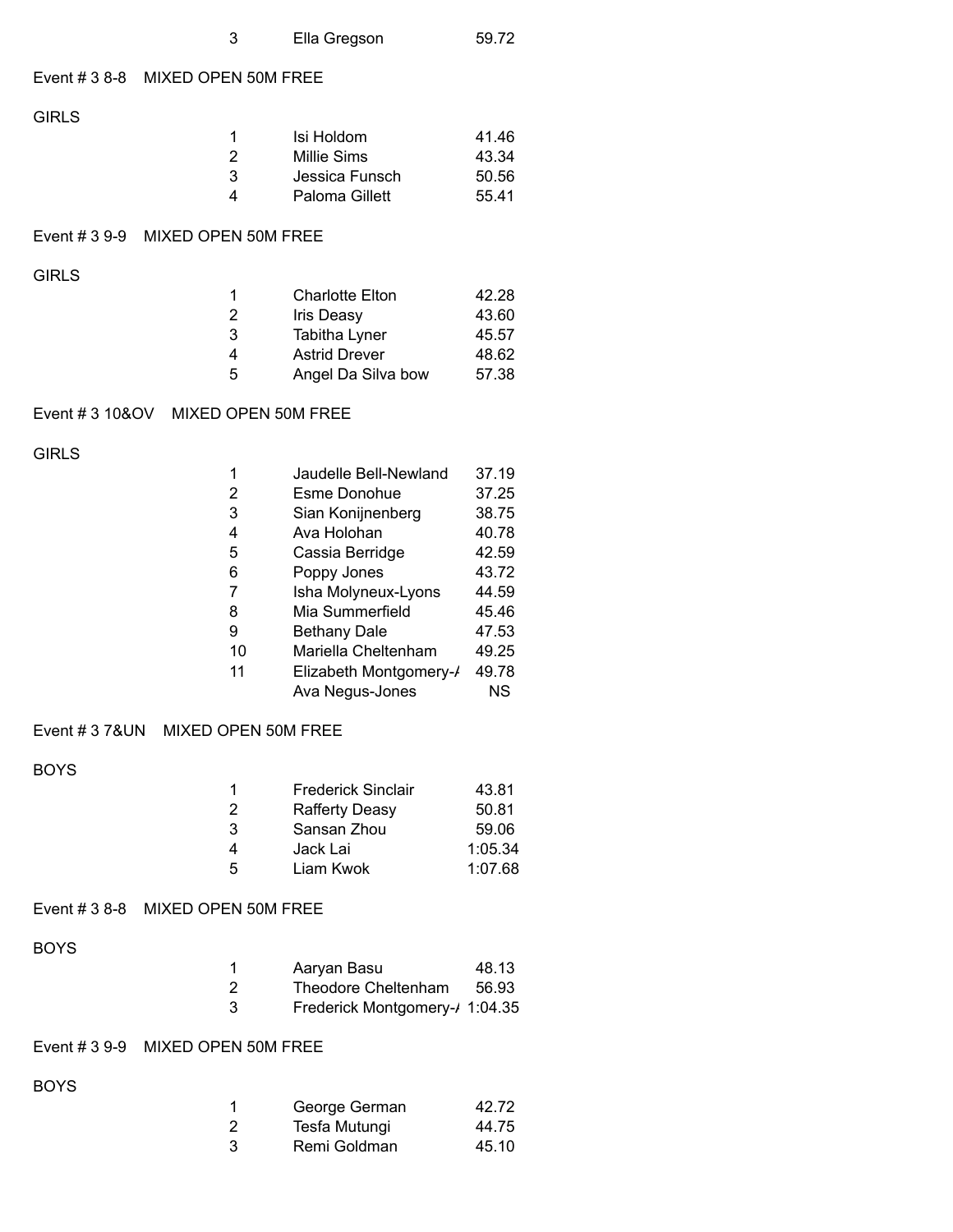| | | |
|---|---|---|
| 3 | Ella Gregson | 59.72 |

Event # 3 8-8 MIXED OPEN 50M FREE

GIRLS

| Place | Name | Time |
|---|---|---|
| 1 | Isi Holdom | 41.46 |
| 2 | Millie Sims | 43.34 |
| 3 | Jessica Funsch | 50.56 |
| 4 | Paloma Gillett | 55.41 |

Event # 3 9-9 MIXED OPEN 50M FREE

GIRLS

| Place | Name | Time |
|---|---|---|
| 1 | Charlotte Elton | 42.28 |
| 2 | Iris Deasy | 43.60 |
| 3 | Tabitha Lyner | 45.57 |
| 4 | Astrid Drever | 48.62 |
| 5 | Angel Da Silva bow | 57.38 |

Event # 3 10&OV MIXED OPEN 50M FREE

GIRLS

| Place | Name | Time |
|---|---|---|
| 1 | Jaudelle Bell-Newland | 37.19 |
| 2 | Esme Donohue | 37.25 |
| 3 | Sian Konijnenberg | 38.75 |
| 4 | Ava Holohan | 40.78 |
| 5 | Cassia Berridge | 42.59 |
| 6 | Poppy Jones | 43.72 |
| 7 | Isha Molyneux-Lyons | 44.59 |
| 8 | Mia Summerfield | 45.46 |
| 9 | Bethany Dale | 47.53 |
| 10 | Mariella Cheltenham | 49.25 |
| 11 | Elizabeth Montgomery-/ | 49.78 |
| | Ava Negus-Jones | NS |

Event # 3 7&UN MIXED OPEN 50M FREE

BOYS

| Place | Name | Time |
|---|---|---|
| 1 | Frederick Sinclair | 43.81 |
| 2 | Rafferty Deasy | 50.81 |
| 3 | Sansan Zhou | 59.06 |
| 4 | Jack Lai | 1:05.34 |
| 5 | Liam Kwok | 1:07.68 |

Event # 3 8-8 MIXED OPEN 50M FREE

BOYS

| Place | Name | Time |
|---|---|---|
| 1 | Aaryan Basu | 48.13 |
| 2 | Theodore Cheltenham | 56.93 |
| 3 | Frederick Montgomery-/ | 1:04.35 |

Event # 3 9-9 MIXED OPEN 50M FREE

BOYS

| Place | Name | Time |
|---|---|---|
| 1 | George German | 42.72 |
| 2 | Tesfa Mutungi | 44.75 |
| 3 | Remi Goldman | 45.10 |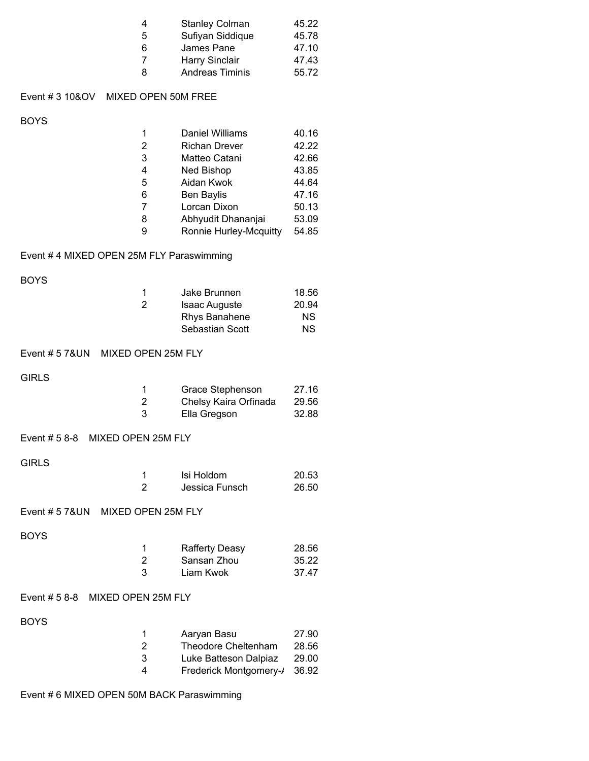| | | |
|---|---|---|
| 4 | Stanley Colman | 45.22 |
| 5 | Sufiyan Siddique | 45.78 |
| 6 | James Pane | 47.10 |
| 7 | Harry Sinclair | 47.43 |
| 8 | Andreas Timinis | 55.72 |

Event # 3 10&OV MIXED OPEN 50M FREE

BOYS

| | | |
|---|---|---|
| 1 | Daniel Williams | 40.16 |
| 2 | Richan Drever | 42.22 |
| 3 | Matteo Catani | 42.66 |
| 4 | Ned Bishop | 43.85 |
| 5 | Aidan Kwok | 44.64 |
| 6 | Ben Baylis | 47.16 |
| 7 | Lorcan Dixon | 50.13 |
| 8 | Abhyudit Dhananjai | 53.09 |
| 9 | Ronnie Hurley-Mcquitty | 54.85 |

Event # 4 MIXED OPEN 25M FLY Paraswimming

BOYS

| | | |
|---|---|---|
| 1 | Jake Brunnen | 18.56 |
| 2 | Isaac Auguste | 20.94 |
| | Rhys Banahene | NS |
| | Sebastian Scott | NS |

Event # 5 7&UN MIXED OPEN 25M FLY

GIRLS

| | | |
|---|---|---|
| 1 | Grace Stephenson | 27.16 |
| 2 | Chelsy Kaira Orfinada | 29.56 |
| 3 | Ella Gregson | 32.88 |

Event # 5 8-8 MIXED OPEN 25M FLY

GIRLS

| | | |
|---|---|---|
| 1 | Isi Holdom | 20.53 |
| 2 | Jessica Funsch | 26.50 |

Event # 5 7&UN MIXED OPEN 25M FLY

BOYS

| | | |
|---|---|---|
| 1 | Rafferty Deasy | 28.56 |
| 2 | Sansan Zhou | 35.22 |
| 3 | Liam Kwok | 37.47 |

Event # 5 8-8 MIXED OPEN 25M FLY

BOYS

| | | |
|---|---|---|
| 1 | Aaryan Basu | 27.90 |
| 2 | Theodore Cheltenham | 28.56 |
| 3 | Luke Batteson Dalpiaz | 29.00 |
| 4 | Frederick Montgomery-/ | 36.92 |

Event # 6 MIXED OPEN 50M BACK Paraswimming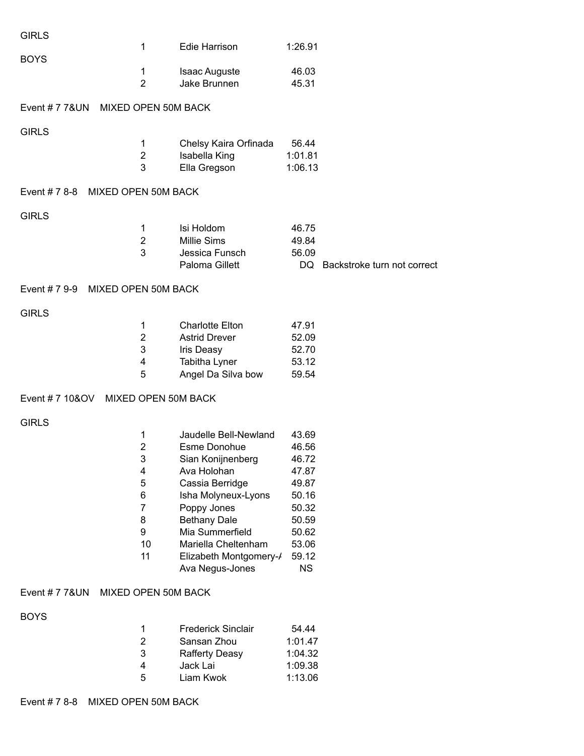GIRLS

| | | |
|---|---|---|
| 1 | Edie Harrison | 1:26.91 |

BOYS

| | | |
|---|---|---|
| 1 | Isaac Auguste | 46.03 |
| 2 | Jake Brunnen | 45.31 |

Event # 7 7&UN MIXED OPEN 50M BACK

GIRLS

| | | |
|---|---|---|
| 1 | Chelsy Kaira Orfinada | 56.44 |
| 2 | Isabella King | 1:01.81 |
| 3 | Ella Gregson | 1:06.13 |

Event # 7 8-8 MIXED OPEN 50M BACK

GIRLS

| | | | |
|---|---|---|---|
| 1 | Isi Holdom | 46.75 | |
| 2 | Millie Sims | 49.84 | |
| 3 | Jessica Funsch | 56.09 | |
| | Paloma Gillett | DQ | Backstroke turn not correct |

Event # 7 9-9 MIXED OPEN 50M BACK

GIRLS

| | | |
|---|---|---|
| 1 | Charlotte Elton | 47.91 |
| 2 | Astrid Drever | 52.09 |
| 3 | Iris Deasy | 52.70 |
| 4 | Tabitha Lyner | 53.12 |
| 5 | Angel Da Silva bow | 59.54 |

Event # 7 10&OV MIXED OPEN 50M BACK

GIRLS

| | | |
|---|---|---|
| 1 | Jaudelle Bell-Newland | 43.69 |
| 2 | Esme Donohue | 46.56 |
| 3 | Sian Konijnenberg | 46.72 |
| 4 | Ava Holohan | 47.87 |
| 5 | Cassia Berridge | 49.87 |
| 6 | Isha Molyneux-Lyons | 50.16 |
| 7 | Poppy Jones | 50.32 |
| 8 | Bethany Dale | 50.59 |
| 9 | Mia Summerfield | 50.62 |
| 10 | Mariella Cheltenham | 53.06 |
| 11 | Elizabeth Montgomery-/ | 59.12 |
| | Ava Negus-Jones | NS |

Event # 7 7&UN MIXED OPEN 50M BACK

BOYS

| | | |
|---|---|---|
| 1 | Frederick Sinclair | 54.44 |
| 2 | Sansan Zhou | 1:01.47 |
| 3 | Rafferty Deasy | 1:04.32 |
| 4 | Jack Lai | 1:09.38 |
| 5 | Liam Kwok | 1:13.06 |

Event # 7 8-8 MIXED OPEN 50M BACK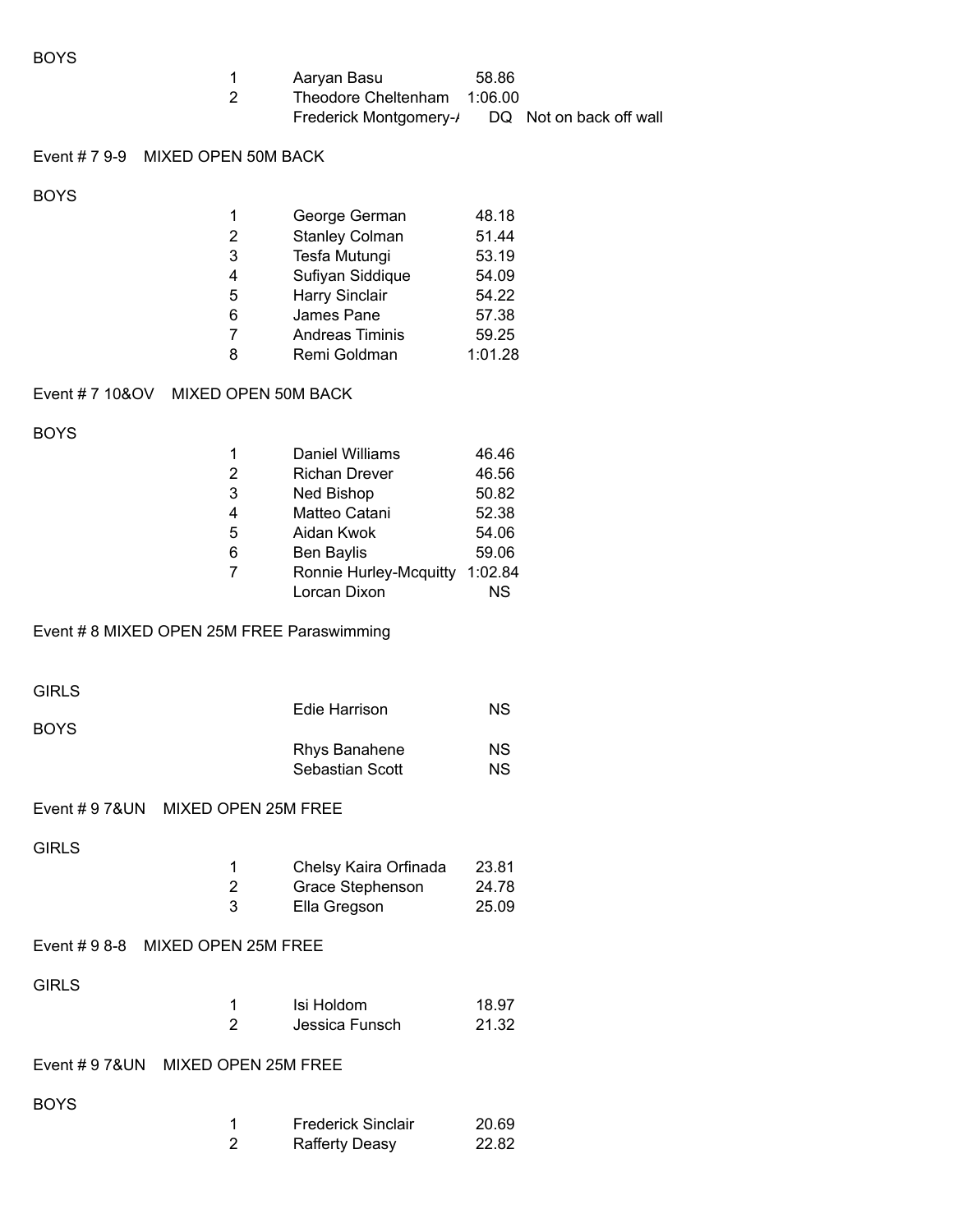BOYS

| | | | |
|---|---|---|---|
| 1 | Aaryan Basu | 58.86 | |
| 2 | Theodore Cheltenham | 1:06.00 | |
| | Frederick Montgomery-/ | DQ | Not on back off wall |

Event # 7 9-9 MIXED OPEN 50M BACK

BOYS

| | | |
|---|---|---|
| 1 | George German | 48.18 |
| 2 | Stanley Colman | 51.44 |
| 3 | Tesfa Mutungi | 53.19 |
| 4 | Sufiyan Siddique | 54.09 |
| 5 | Harry Sinclair | 54.22 |
| 6 | James Pane | 57.38 |
| 7 | Andreas Timinis | 59.25 |
| 8 | Remi Goldman | 1:01.28 |

Event # 7 10&OV MIXED OPEN 50M BACK

BOYS

| | | |
|---|---|---|
| 1 | Daniel Williams | 46.46 |
| 2 | Richan Drever | 46.56 |
| 3 | Ned Bishop | 50.82 |
| 4 | Matteo Catani | 52.38 |
| 5 | Aidan Kwok | 54.06 |
| 6 | Ben Baylis | 59.06 |
| 7 | Ronnie Hurley-Mcquitty | 1:02.84 |
| | Lorcan Dixon | NS |

Event # 8 MIXED OPEN 25M FREE Paraswimming

GIRLS

| | |
|---|---|
| Edie Harrison | NS |

BOYS

| | |
|---|---|
| Rhys Banahene | NS |
| Sebastian Scott | NS |

Event # 9 7&UN MIXED OPEN 25M FREE

GIRLS

| | | |
|---|---|---|
| 1 | Chelsy Kaira Orfinada | 23.81 |
| 2 | Grace Stephenson | 24.78 |
| 3 | Ella Gregson | 25.09 |

Event # 9 8-8 MIXED OPEN 25M FREE

GIRLS

| | | |
|---|---|---|
| 1 | Isi Holdom | 18.97 |
| 2 | Jessica Funsch | 21.32 |

Event # 9 7&UN MIXED OPEN 25M FREE

BOYS

| | | |
|---|---|---|
| 1 | Frederick Sinclair | 20.69 |
| 2 | Rafferty Deasy | 22.82 |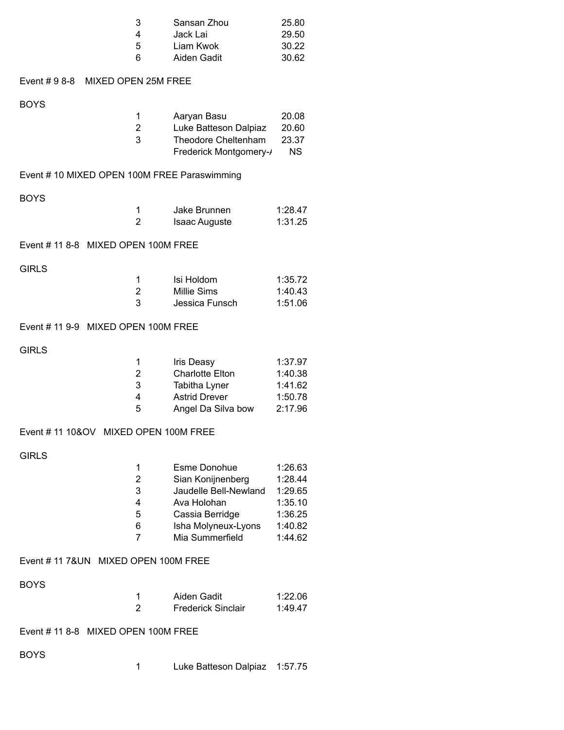| | | |
|---|---|---|
| 3 | Sansan Zhou | 25.80 |
| 4 | Jack Lai | 29.50 |
| 5 | Liam Kwok | 30.22 |
| 6 | Aiden Gadit | 30.62 |

Event # 9 8-8 MIXED OPEN 25M FREE

BOYS

| | | |
|---|---|---|
| 1 | Aaryan Basu | 20.08 |
| 2 | Luke Batteson Dalpiaz | 20.60 |
| 3 | Theodore Cheltenham | 23.37 |
| | Frederick Montgomery-/ | NS |

Event # 10 MIXED OPEN 100M FREE Paraswimming

BOYS

| | | |
|---|---|---|
| 1 | Jake Brunnen | 1:28.47 |
| 2 | Isaac Auguste | 1:31.25 |

Event # 11 8-8 MIXED OPEN 100M FREE

GIRLS

| | | |
|---|---|---|
| 1 | Isi Holdom | 1:35.72 |
| 2 | Millie Sims | 1:40.43 |
| 3 | Jessica Funsch | 1:51.06 |

Event # 11 9-9 MIXED OPEN 100M FREE

GIRLS

| | | |
|---|---|---|
| 1 | Iris Deasy | 1:37.97 |
| 2 | Charlotte Elton | 1:40.38 |
| 3 | Tabitha Lyner | 1:41.62 |
| 4 | Astrid Drever | 1:50.78 |
| 5 | Angel Da Silva bow | 2:17.96 |

Event # 11 10&OV MIXED OPEN 100M FREE

GIRLS

| | | |
|---|---|---|
| 1 | Esme Donohue | 1:26.63 |
| 2 | Sian Konijnenberg | 1:28.44 |
| 3 | Jaudelle Bell-Newland | 1:29.65 |
| 4 | Ava Holohan | 1:35.10 |
| 5 | Cassia Berridge | 1:36.25 |
| 6 | Isha Molyneux-Lyons | 1:40.82 |
| 7 | Mia Summerfield | 1:44.62 |

Event # 11 7&UN MIXED OPEN 100M FREE

BOYS

| | | |
|---|---|---|
| 1 | Aiden Gadit | 1:22.06 |
| 2 | Frederick Sinclair | 1:49.47 |

Event # 11 8-8 MIXED OPEN 100M FREE

BOYS

| | | |
|---|---|---|
| 1 | Luke Batteson Dalpiaz | 1:57.75 |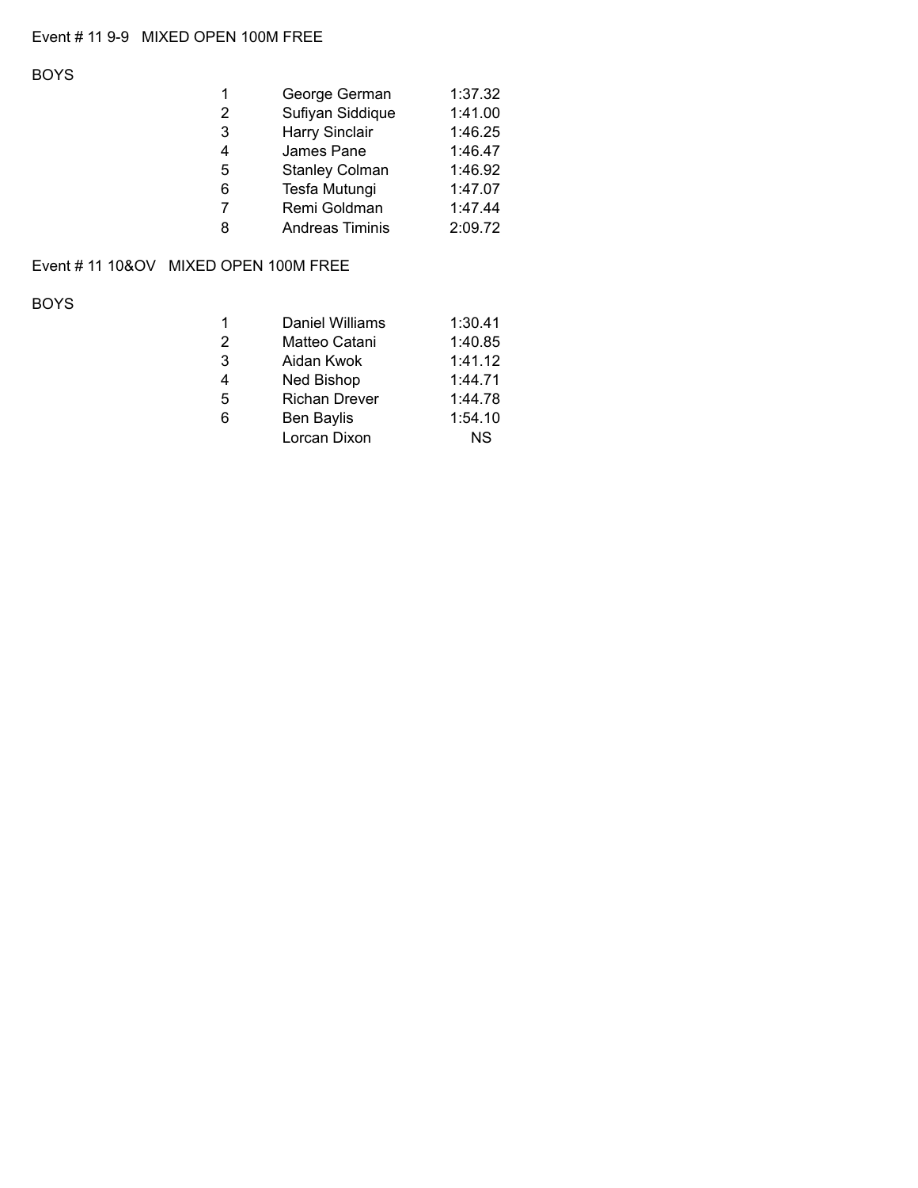Event # 11 9-9 MIXED OPEN 100M FREE

BOYS

| | | |
|---|---|---|
| 1 | George German | 1:37.32 |
| 2 | Sufiyan Siddique | 1:41.00 |
| 3 | Harry Sinclair | 1:46.25 |
| 4 | James Pane | 1:46.47 |
| 5 | Stanley Colman | 1:46.92 |
| 6 | Tesfa Mutungi | 1:47.07 |
| 7 | Remi Goldman | 1:47.44 |
| 8 | Andreas Timinis | 2:09.72 |

Event # 11 10&OV MIXED OPEN 100M FREE

BOYS

| | | |
|---|---|---|
| 1 | Daniel Williams | 1:30.41 |
| 2 | Matteo Catani | 1:40.85 |
| 3 | Aidan Kwok | 1:41.12 |
| 4 | Ned Bishop | 1:44.71 |
| 5 | Richan Drever | 1:44.78 |
| 6 | Ben Baylis | 1:54.10 |
| | Lorcan Dixon | NS |